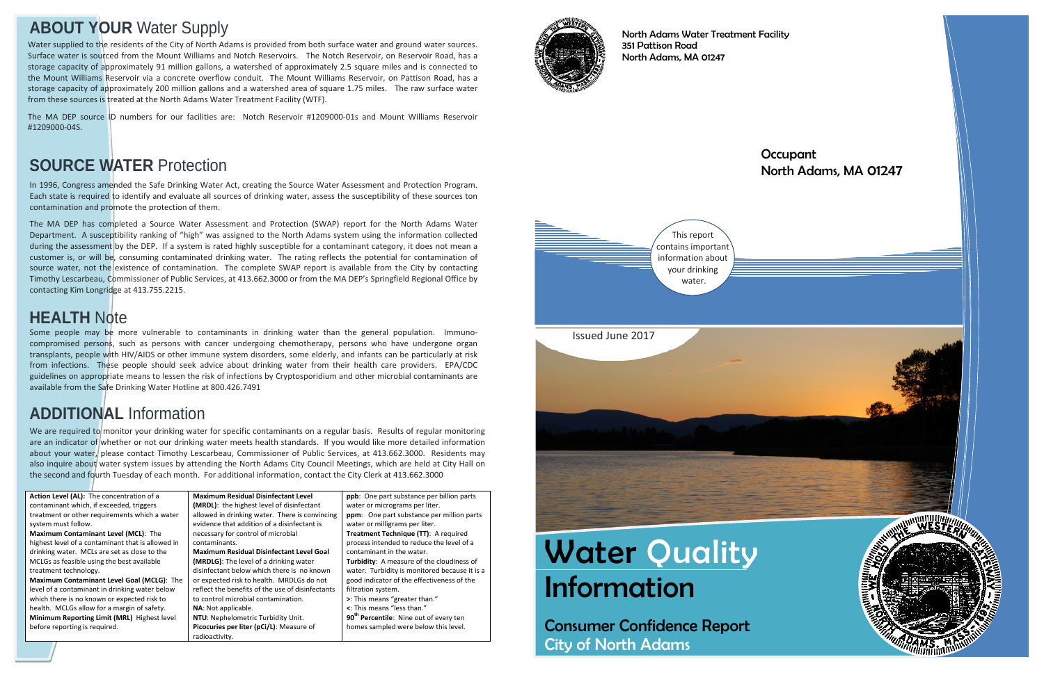## ABOUT YOUR Water Supply

Water supplied to the residents of the City of North Adams is provided from both surface water and ground water sources. Surface water is sourced from the Mount Williams and Notch Reservoirs. The Notch Reservoir, on Reservoir Road, has a storage capacity of approximately 91 million gallons, a watershed of approximately 2.5 square miles and is connected to the Mount Williams Reservoir via a concrete overflow conduit. The Mount Williams Reservoir, on Pattison Road, has a storage capacity of approximately 200 million gallons and a watershed area of square 1.75 miles. The raw surface water from these sources is treated at the North Adams Water Treatment Facility (WTF).

The MA DEP source ID numbers for our facilities are: Notch Reservoir #1209000-01s and Mount Williams Reservoir #1209000-04S.

## SOURCE WATER Protection

In 1996, Congress amended the Safe Drinking Water Act, creating the Source Water Assessment and Protection Program. Each state is required to identify and evaluate all sources of drinking water, assess the susceptibility of these sources ton contamination and promote the protection of them.

The MA DEP has completed a Source Water Assessment and Protection (SWAP) report for the North Adams Water Department. A susceptibility ranking of "high" was assigned to the North Adams system using the information collected during the assessment by the DEP. If a system is rated highly susceptible for a contaminant category, it does not mean a customer is, or will be, consuming contaminated drinking water. The rating reflects the potential for contamination of source water, not the existence of contamination. The complete SWAP report is available from the City by contacting Timothy Lescarbeau, Commissioner of Public Services, at 413.662.3000 or from the MA DEP's Springfield Regional Office by contacting Kim Longridge at 413.755.2215.

## HEALTH Note

Some people may be more vulnerable to contaminants in drinking water than the general population. Immuno-compromised persons, such as persons with cancer undergoing chemotherapy, persons who have undergone organ transplants, people with HIV/AIDS or other immune system disorders, some elderly, and infants can be particularly at risk from infections. These people should seek advice about drinking water from their health care providers. EPA/CDC guidelines on appropriate means to lessen the risk of infections by Cryptosporidium and other microbial contaminants are available from the Safe Drinking Water Hotline at 800.426.7491

## ADDITIONAL Information

We are required to monitor your drinking water for specific contaminants on a regular basis. Results of regular monitoring are an indicator of whether or not our drinking water meets health standards. If you would like more detailed information about your water, please contact Timothy Lescarbeau, Commissioner of Public Services, at 413.662.3000. Residents may also inquire about water system issues by attending the North Adams City Council Meetings, which are held at City Hall on the second and fourth Tuesday of each month. For additional information, contact the City Clerk at 413.662.3000

**Action Level (AL):** The concentration of a contaminant which, if exceeded, triggers treatment or other requirements which a water system must follow.

**Maximum Contaminant Level (MCL):** The highest level of a contaminant that is allowed in drinking water. MCLs are set as close to the MCLGs as feasible using the best available treatment technology.

**Maximum Contaminant Level Goal (MCLG):** The level of a contaminant in drinking water below which there is no known or expected risk to health. MCLGs allow for a margin of safety.

**Minimum Reporting Limit (MRL)** Highest level before reporting is required.

**Maximum Residual Disinfectant Level (MRDL):** the highest level of disinfectant allowed in drinking water. There is convincing evidence that addition of a disinfectant is necessary for control of microbial contaminants.

**Maximum Residual Disinfectant Level Goal (MRDLG):** The level of a drinking water disinfectant below which there is no known or expected risk to health. MRDLGs do not reflect the benefits of the use of disinfectants to control microbial contamination.

**NA:** Not applicable.

**NTU:** Nephelometric Turbidity Unit.

**Picocuries per liter (pCi/L):** Measure of radioactivity.

**ppb:** One part substance per billion parts water or micrograms per liter.

**ppm:** One part substance per million parts water or milligrams per liter.

**Treatment Technique (TT):** A required process intended to reduce the level of a contaminant in the water.

**Turbidity:** A measure of the cloudiness of water. Turbidity is monitored because it is a good indicator of the effectiveness of the filtration system.

**>:** This means "greater than."

**<:** This means "less than."

**90th Percentile:** Nine out of every ten homes sampled were below this level.

North Adams Water Treatment Facility
351 Pattison Road
North Adams, MA 01247

Occupant
North Adams, MA 01247

This report contains important information about your drinking water.

Issued June 2017

# Water Quality Information

## Consumer Confidence Report
## City of North Adams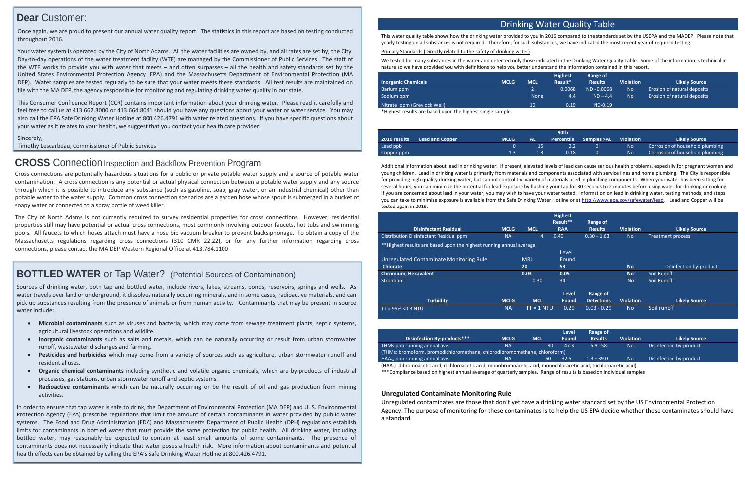# **Dear** Customer:

Once again, we are proud to present our annual water quality report. The statistics in this report are based on testing conducted throughout 2016.

Your water system is operated by the City of North Adams. All the water facilities are owned by, and all rates are set by, the City. Day-to-day operations of the water treatment facility (WTF) are managed by the Commissioner of Public Services. The staff of the WTF works to provide you with water that meets – and often surpasses – all the health and safety standards set by the United States Environmental Protection Agency (EPA) and the Massachusetts Department of Environmental Protection (MA DEP). Water samples are tested regularly to be sure that your water meets these standards. All test results are maintained on file with the MA DEP, the agency responsible for monitoring and regulating drinking water quality in our state.

This Consumer Confidence Report (CCR) contains important information about your drinking water. Please read it carefully and feel free to call us at 413.662.3000 or 413.664.8041 should you have any questions about your water or water service. You may also call the EPA Safe Drinking Water Hotline at 800.426.4791 with water related questions. If you have specific questions about your water as it relates to your health, we suggest that you contact your health care provider.

Sincerely,

Timothy Lescarbeau, Commissioner of Public Services

# **CROSS** Connection Inspection and Backflow Prevention Program

Cross connections are potentially hazardous situations for a public or private potable water supply and a source of potable water contamination. A cross connection is any potential or actual physical connection between a potable water supply and any source through which it is possible to introduce any substance (such as gasoline, soap, gray water, or an industrial chemical) other than potable water to the water supply. Common cross connection scenarios are a garden hose whose spout is submerged in a bucket of soapy water or connected to a spray bottle of weed killer.

The City of North Adams is not currently required to survey residential properties for cross connections. However, residential properties still may have potential or actual cross connections, most commonly involving outdoor faucets, hot tubs and swimming pools. All faucets to which hoses attach must have a hose bib vacuum breaker to prevent backsiphonage. To obtain a copy of the Massachusetts regulations regarding cross connections (310 CMR 22.22), or for any further information regarding cross connections, please contact the MA DEP Western Regional Office at 413.784.1100

# **BOTTLED WATER** or Tap Water? (Potential Sources of Contamination)

Sources of drinking water, both tap and bottled water, include rivers, lakes, streams, ponds, reservoirs, springs and wells. As water travels over land or underground, it dissolves naturally occurring minerals, and in some cases, radioactive materials, and can pick up substances resulting from the presence of animals or from human activity. Contaminants that may be present in source water include:

- **Microbial contaminants** such as viruses and bacteria, which may come from sewage treatment plants, septic systems, agricultural livestock operations and wildlife.
- **Inorganic contaminants** such as salts and metals, which can be naturally occurring or result from urban stormwater runoff, wastewater discharges and farming.
- **Pesticides and herbicides** which may come from a variety of sources such as agriculture, urban stormwater runoff and residential uses.
- **Organic chemical contaminants** including synthetic and volatile organic chemicals, which are by-products of industrial processes, gas stations, urban stormwater runoff and septic systems.
- **Radioactive contaminants** which can be naturally occurring or be the result of oil and gas production from mining activities.

In order to ensure that tap water is safe to drink, the Department of Environmental Protection (MA DEP) and U. S. Environmental Protection Agency (EPA) prescribe regulations that limit the amount of certain contaminants in water provided by public water systems. The Food and Drug Administration (FDA) and Massachusetts Department of Public Health (DPH) regulations establish limits for contaminants in bottled water that must provide the same protection for public health. All drinking water, including bottled water, may reasonably be expected to contain at least small amounts of some contaminants. The presence of contaminants does not necessarily indicate that water poses a health risk. More information about contaminants and potential health effects can be obtained by calling the EPA's Safe Drinking Water Hotline at 800.426.4791.

# Drinking Water Quality Table

This water quality table shows how the drinking water provided to you in 2016 compared to the standards set by the USEPA and the MADEP. Please note that yearly testing on all substances is not required. Therefore, for such substances, we have indicated the most recent year of required testing.

Primary Standards (Directly related to the safety of drinking water)

We tested for many substances in the water and detected only those indicated in the Drinking Water Quality Table. Some of the information is technical in nature so we have provided you with definitions to help you better understand the information contained in this report.

| Inorganic Chemicals | MCLG | MCL | Highest Result* | Range of Results | Violation | Likely Source |
|---|---|---|---|---|---|---|
| Barium ppm | | 2 | 0.0068 | ND - 0.0068 | No | Erosion of natural deposits |
| Sodium ppm | | None | 4.4 | ND – 4.4 | No | Erosion of natural deposits |
| Nitrate ppm (Greylock Well) | | 10 | 0.19 | ND-0.19 | | |

*Highest results are based upon the highest single sample.

| 2016 results | Lead and Copper | MCLG | AL | 90th Percentile | Samples >AL | Violation | Likely Source |
|---|---|---|---|---|---|---|---|
| Lead ppb | | 0 | 15 | 2.2 | 0 | No | Corrosion of household plumbing |
| Copper ppm | | 1.3 | 1.3 | 0.18 | 0 | No | Corrosion of household plumbing |

Additional information about lead in drinking water: If present, elevated levels of lead can cause serious health problems, especially for pregnant women and young children. Lead in drinking water is primarily from materials and components associated with service lines and home plumbing. The City is responsible for providing high quality drinking water, but cannot control the variety of materials used in plumbing components. When your water has been sitting for several hours, you can minimize the potential for lead exposure by flushing your tap for 30 seconds to 2 minutes before using water for drinking or cooking. If you are concerned about lead in your water, you may wish to have your water tested. Information on lead in drinking water, testing methods, and steps you can take to minimize exposure is available from the Safe Drinking Water Hotline or at http://www.epa.gov/safewater/lead. Lead and Copper will be tested again in 2019.

| Disinfectant Residual | MCLG | MCL | Highest Result** RAA | Range of Results | Violation | Likely Source |
|---|---|---|---|---|---|---|
| Distribution Disinfectant Residual ppm | NA | 4 | 0.40 | 0.30 – 1.63 | No | Treatment process |

**Highest results are based upon the highest running annual average.

| Unregulated Contaminate Monitoring Rule | MRL | Level Found | Violation | Likely Source |
|---|---|---|---|---|
| **Chlorate** | **20** | **53** | **No** | Disinfection by-product |
| **Chromium, Hexavalent** | **0.03** | **0.05** | **No** | Soil Runoff |
| Strontium | 0.30 | 34 | No | Soil Runoff |

| Turbidity | MCLG | MCL | Level Found | Range of Detections | Violation | Likely Source |
|---|---|---|---|---|---|---|
| TT = 95% <0.3 NTU | NA | TT = 1 NTU | 0.29 | 0.03 - 0.29 | No | Soil runoff |

| Disinfection By-products*** | MCLG | MCL | Level Found | Range of Results | Violation | Likely Source |
|---|---|---|---|---|---|---|
| THMs ppb running annual ave. | NA | 80 | 47.3 | 5.9 - 58 | No | Disinfection by-product |
| (THMs: bromoform, bromodichloromethane, chlorodibromomethane, chloroform) | | | | | | |
| $HAA_5$, ppb running annual ave. | NA | 60 | 32.5 | 1.3 – 39.0 | No | Disinfection by-product |

($HAA_5$: dibromoacetic acid, dichloroacetic acid, monobromoacetic acid, monochloracetic acid, trichloroacetic acid)

***Compliance based on highest annual average of quarterly samples. Range of results is based on individual samples

## Unregulated Contaminate Monitoring Rule

Unregulated contaminates are those that don't yet have a drinking water standard set by the US Environmental Protection Agency. The purpose of monitoring for these contaminates is to help the US EPA decide whether these contaminates should have a standard.